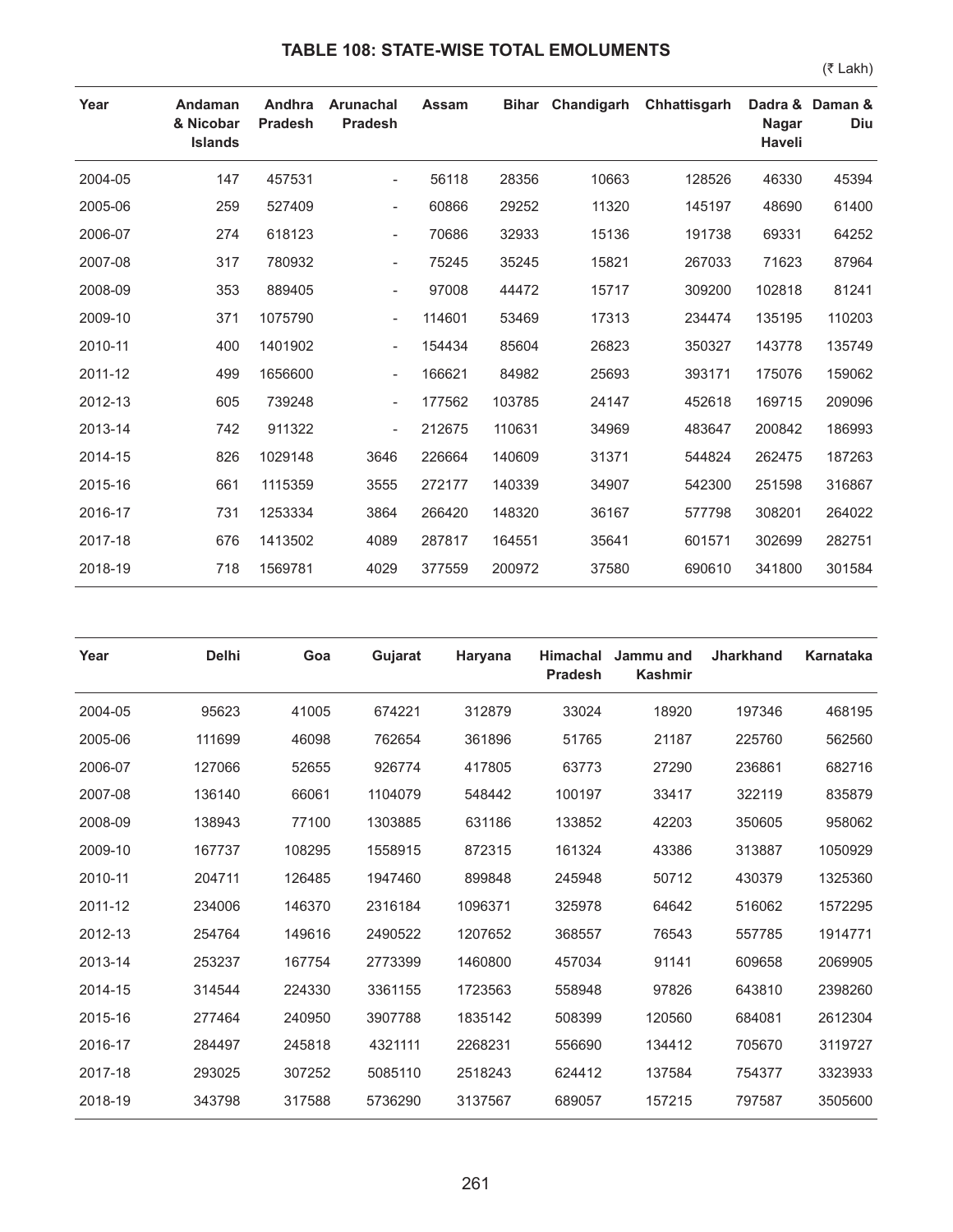## TABLE 108: STATE-WISE TOTAL EMOLUMENTS

(₹ Lakh)

| Year | Andaman & Nicobar Islands | Andhra Pradesh | Arunachal Pradesh | Assam | Bihar | Chandigarh | Chhattisgarh | Dadra & Nagar Haveli | Daman & Diu |
|---|---|---|---|---|---|---|---|---|---|
| 2004-05 | 147 | 457531 | - | 56118 | 28356 | 10663 | 128526 | 46330 | 45394 |
| 2005-06 | 259 | 527409 | - | 60866 | 29252 | 11320 | 145197 | 48690 | 61400 |
| 2006-07 | 274 | 618123 | - | 70686 | 32933 | 15136 | 191738 | 69331 | 64252 |
| 2007-08 | 317 | 780932 | - | 75245 | 35245 | 15821 | 267033 | 71623 | 87964 |
| 2008-09 | 353 | 889405 | - | 97008 | 44472 | 15717 | 309200 | 102818 | 81241 |
| 2009-10 | 371 | 1075790 | - | 114601 | 53469 | 17313 | 234474 | 135195 | 110203 |
| 2010-11 | 400 | 1401902 | - | 154434 | 85604 | 26823 | 350327 | 143778 | 135749 |
| 2011-12 | 499 | 1656600 | - | 166621 | 84982 | 25693 | 393171 | 175076 | 159062 |
| 2012-13 | 605 | 739248 | - | 177562 | 103785 | 24147 | 452618 | 169715 | 209096 |
| 2013-14 | 742 | 911322 | - | 212675 | 110631 | 34969 | 483647 | 200842 | 186993 |
| 2014-15 | 826 | 1029148 | 3646 | 226664 | 140609 | 31371 | 544824 | 262475 | 187263 |
| 2015-16 | 661 | 1115359 | 3555 | 272177 | 140339 | 34907 | 542300 | 251598 | 316867 |
| 2016-17 | 731 | 1253334 | 3864 | 266420 | 148320 | 36167 | 577798 | 308201 | 264022 |
| 2017-18 | 676 | 1413502 | 4089 | 287817 | 164551 | 35641 | 601571 | 302699 | 282751 |
| 2018-19 | 718 | 1569781 | 4029 | 377559 | 200972 | 37580 | 690610 | 341800 | 301584 |

| Year | Delhi | Goa | Gujarat | Haryana | Himachal Pradesh | Jammu and Kashmir | Jharkhand | Karnataka |
|---|---|---|---|---|---|---|---|---|
| 2004-05 | 95623 | 41005 | 674221 | 312879 | 33024 | 18920 | 197346 | 468195 |
| 2005-06 | 111699 | 46098 | 762654 | 361896 | 51765 | 21187 | 225760 | 562560 |
| 2006-07 | 127066 | 52655 | 926774 | 417805 | 63773 | 27290 | 236861 | 682716 |
| 2007-08 | 136140 | 66061 | 1104079 | 548442 | 100197 | 33417 | 322119 | 835879 |
| 2008-09 | 138943 | 77100 | 1303885 | 631186 | 133852 | 42203 | 350605 | 958062 |
| 2009-10 | 167737 | 108295 | 1558915 | 872315 | 161324 | 43386 | 313887 | 1050929 |
| 2010-11 | 204711 | 126485 | 1947460 | 899848 | 245948 | 50712 | 430379 | 1325360 |
| 2011-12 | 234006 | 146370 | 2316184 | 1096371 | 325978 | 64642 | 516062 | 1572295 |
| 2012-13 | 254764 | 149616 | 2490522 | 1207652 | 368557 | 76543 | 557785 | 1914771 |
| 2013-14 | 253237 | 167754 | 2773399 | 1460800 | 457034 | 91141 | 609658 | 2069905 |
| 2014-15 | 314544 | 224330 | 3361155 | 1723563 | 558948 | 97826 | 643810 | 2398260 |
| 2015-16 | 277464 | 240950 | 3907788 | 1835142 | 508399 | 120560 | 684081 | 2612304 |
| 2016-17 | 284497 | 245818 | 4321111 | 2268231 | 556690 | 134412 | 705670 | 3119727 |
| 2017-18 | 293025 | 307252 | 5085110 | 2518243 | 624412 | 137584 | 754377 | 3323933 |
| 2018-19 | 343798 | 317588 | 5736290 | 3137567 | 689057 | 157215 | 797587 | 3505600 |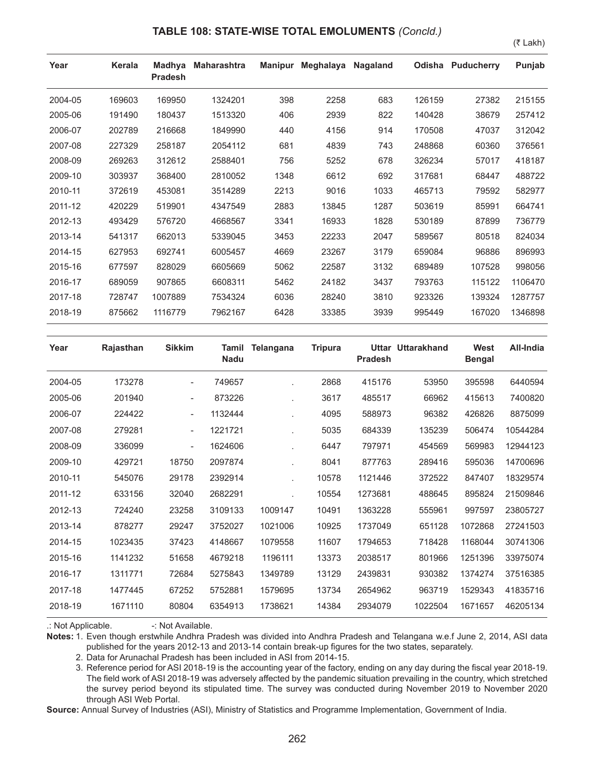## TABLE 108: STATE-WISE TOTAL EMOLUMENTS *(Concld.)*

(₹ Lakh)

| Year | Kerala | Madhya Pradesh | Maharashtra | Manipur | Meghalaya | Nagaland | Odisha | Puducherry | Punjab |
|---|---|---|---|---|---|---|---|---|---|
| 2004-05 | 169603 | 169950 | 1324201 | 398 | 2258 | 683 | 126159 | 27382 | 215155 |
| 2005-06 | 191490 | 180437 | 1513320 | 406 | 2939 | 822 | 140428 | 38679 | 257412 |
| 2006-07 | 202789 | 216668 | 1849990 | 440 | 4156 | 914 | 170508 | 47037 | 312042 |
| 2007-08 | 227329 | 258187 | 2054112 | 681 | 4839 | 743 | 248868 | 60360 | 376561 |
| 2008-09 | 269263 | 312612 | 2588401 | 756 | 5252 | 678 | 326234 | 57017 | 418187 |
| 2009-10 | 303937 | 368400 | 2810052 | 1348 | 6612 | 692 | 317681 | 68447 | 488722 |
| 2010-11 | 372619 | 453081 | 3514289 | 2213 | 9016 | 1033 | 465713 | 79592 | 582977 |
| 2011-12 | 420229 | 519901 | 4347549 | 2883 | 13845 | 1287 | 503619 | 85991 | 664741 |
| 2012-13 | 493429 | 576720 | 4668567 | 3341 | 16933 | 1828 | 530189 | 87899 | 736779 |
| 2013-14 | 541317 | 662013 | 5339045 | 3453 | 22233 | 2047 | 589567 | 80518 | 824034 |
| 2014-15 | 627953 | 692741 | 6005457 | 4669 | 23267 | 3179 | 659084 | 96886 | 896993 |
| 2015-16 | 677597 | 828029 | 6605669 | 5062 | 22587 | 3132 | 689489 | 107528 | 998056 |
| 2016-17 | 689059 | 907865 | 6608311 | 5462 | 24182 | 3437 | 793763 | 115122 | 1106470 |
| 2017-18 | 728747 | 1007889 | 7534324 | 6036 | 28240 | 3810 | 923326 | 139324 | 1287757 |
| 2018-19 | 875662 | 1116779 | 7962167 | 6428 | 33385 | 3939 | 995449 | 167020 | 1346898 |

| Year | Rajasthan | Sikkim | Tamil Nadu | Telangana | Tripura | Uttar Pradesh | Uttarakhand | West Bengal | All-India |
|---|---|---|---|---|---|---|---|---|---|
| 2004-05 | 173278 | - | 749657 | . | 2868 | 415176 | 53950 | 395598 | 6440594 |
| 2005-06 | 201940 | - | 873226 | . | 3617 | 485517 | 66962 | 415613 | 7400820 |
| 2006-07 | 224422 | - | 1132444 | . | 4095 | 588973 | 96382 | 426826 | 8875099 |
| 2007-08 | 279281 | - | 1221721 | . | 5035 | 684339 | 135239 | 506474 | 10544284 |
| 2008-09 | 336099 | - | 1624606 | . | 6447 | 797971 | 454569 | 569983 | 12944123 |
| 2009-10 | 429721 | 18750 | 2097874 | . | 8041 | 877763 | 289416 | 595036 | 14700696 |
| 2010-11 | 545076 | 29178 | 2392914 | . | 10578 | 1121446 | 372522 | 847407 | 18329574 |
| 2011-12 | 633156 | 32040 | 2682291 | . | 10554 | 1273681 | 488645 | 895824 | 21509846 |
| 2012-13 | 724240 | 23258 | 3109133 | 1009147 | 10491 | 1363228 | 555961 | 997597 | 23805727 |
| 2013-14 | 878277 | 29247 | 3752027 | 1021006 | 10925 | 1737049 | 651128 | 1072868 | 27241503 |
| 2014-15 | 1023435 | 37423 | 4148667 | 1079558 | 11607 | 1794653 | 718428 | 1168044 | 30741306 |
| 2015-16 | 1141232 | 51658 | 4679218 | 1196111 | 13373 | 2038517 | 801966 | 1251396 | 33975074 |
| 2016-17 | 1311771 | 72684 | 5275843 | 1349789 | 13129 | 2439831 | 930382 | 1374274 | 37516385 |
| 2017-18 | 1477445 | 67252 | 5752881 | 1579695 | 13734 | 2654962 | 963719 | 1529343 | 41835716 |
| 2018-19 | 1671110 | 80804 | 6354913 | 1738621 | 14384 | 2934079 | 1022504 | 1671657 | 46205134 |

.: Not Applicable. -: Not Available.

**Notes:** 1. Even though erstwhile Andhra Pradesh was divided into Andhra Pradesh and Telangana w.e.f June 2, 2014, ASI data published for the years 2012-13 and 2013-14 contain break-up figures for the two states, separately.

2. Data for Arunachal Pradesh has been included in ASI from 2014-15.

3. Reference period for ASI 2018-19 is the accounting year of the factory, ending on any day during the fiscal year 2018-19. The field work of ASI 2018-19 was adversely affected by the pandemic situation prevailing in the country, which stretched the survey period beyond its stipulated time. The survey was conducted during November 2019 to November 2020 through ASI Web Portal.

**Source:** Annual Survey of Industries (ASI), Ministry of Statistics and Programme Implementation, Government of India.